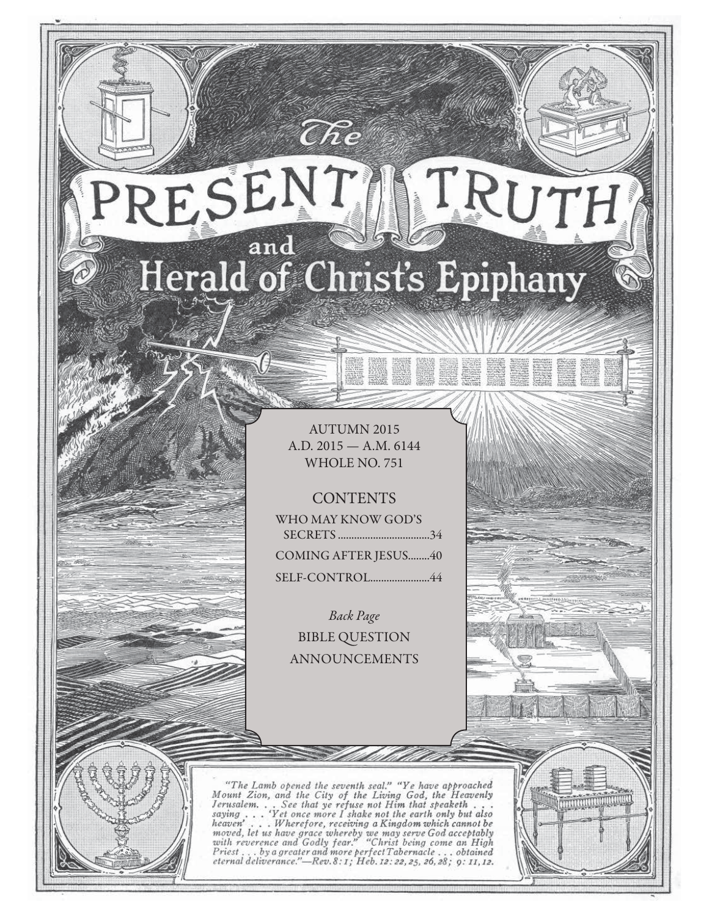# The PRESENT TRUTH and Herald of Christ's Epiphany

AUTUMN 2015
A.D. 2015 — A.M. 6144
WHOLE NO. 751

## CONTENTS

WHO MAY KNOW GOD'S SECRETS .................................34

COMING AFTER JESUS........40

SELF-CONTROL......................44

*Back Page*

BIBLE QUESTION

ANNOUNCEMENTS

*"The Lamb opened the seventh seal." "Ye have approached Mount Zion, and the City of the Living God, the Heavenly Jerusalem. . . See that ye refuse not Him that speaketh . . . saying . . . 'Yet once more I shake not the earth only but also heaven' . . . Wherefore, receiving a Kingdom which cannot be moved, let us have grace whereby we may serve God acceptably with reverence and Godly fear." "Christ being come an High Priest . . . by a greater and more perfect Tabernacle . . . obtained eternal deliverance."—Rev. 8: 1; Heb. 12: 22, 25, 26, 28; 9: 11, 12.*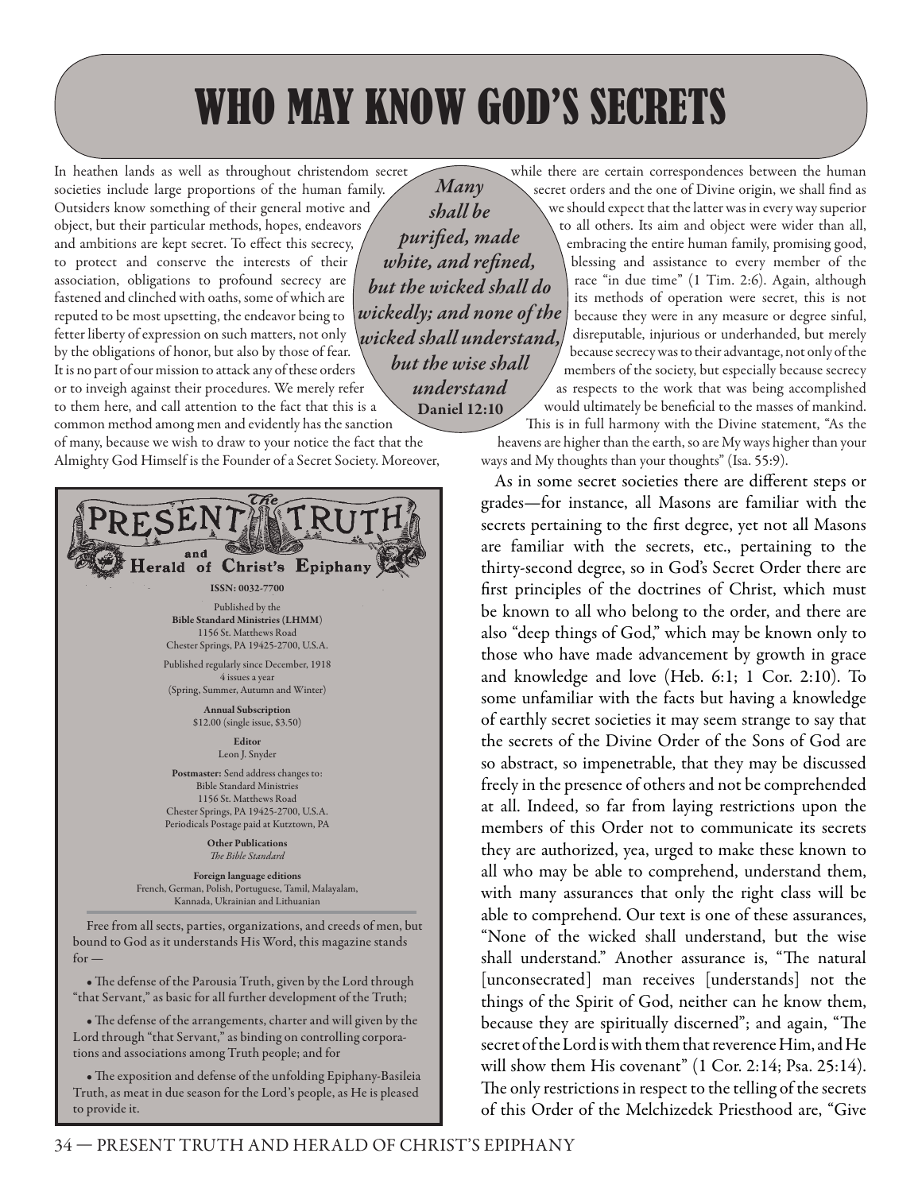# WHO MAY KNOW GOD'S SECRETS

> ***Many shall be purified, made white, and refined, but the wicked shall do wickedly; and none of the wicked shall understand, but the wise shall understand***
> **Daniel 12:10**

In heathen lands as well as throughout christendom secret societies include large proportions of the human family. Outsiders know something of their general motive and object, but their particular methods, hopes, endeavors and ambitions are kept secret. To effect this secrecy, to protect and conserve the interests of their association, obligations to profound secrecy are fastened and clinched with oaths, some of which are reputed to be most upsetting, the endeavor being to fetter liberty of expression on such matters, not only by the obligations of honor, but also by those of fear. It is no part of our mission to attack any of these orders or to inveigh against their procedures. We merely refer to them here, and call attention to the fact that this is a common method among men and evidently has the sanction of many, because we wish to draw to your notice the fact that the Almighty God Himself is the Founder of a Secret Society. Moreover, while there are certain correspondences between the human secret orders and the one of Divine origin, we shall find as we should expect that the latter was in every way superior to all others. Its aim and object were wider than all, embracing the entire human family, promising good, blessing and assistance to every member of the race "in due time" (1 Tim. 2:6). Again, although its methods of operation were secret, this is not because they were in any measure or degree sinful, disreputable, injurious or underhanded, but merely because secrecy was to their advantage, not only of the members of the society, but especially because secrecy as respects to the work that was being accomplished would ultimately be beneficial to the masses of mankind. This is in full harmony with the Divine statement, "As the heavens are higher than the earth, so are My ways higher than your ways and My thoughts than your thoughts" (Isa. 55:9).

As in some secret societies there are different steps or grades—for instance, all Masons are familiar with the secrets pertaining to the first degree, yet not all Masons are familiar with the secrets, etc., pertaining to the thirty-second degree, so in God's Secret Order there are first principles of the doctrines of Christ, which must be known to all who belong to the order, and there are also "deep things of God," which may be known only to those who have made advancement by growth in grace and knowledge and love (Heb. 6:1; 1 Cor. 2:10). To some unfamiliar with the facts but having a knowledge of earthly secret societies it may seem strange to say that the secrets of the Divine Order of the Sons of God are so abstract, so impenetrable, that they may be discussed freely in the presence of others and not be comprehended at all. Indeed, so far from laying restrictions upon the members of this Order not to communicate its secrets they are authorized, yea, urged to make these known to all who may be able to comprehend, understand them, with many assurances that only the right class will be able to comprehend. Our text is one of these assurances, "None of the wicked shall understand, but the wise shall understand." Another assurance is, "The natural [unconsecrated] man receives [understands] not the things of the Spirit of God, neither can he know them, because they are spiritually discerned"; and again, "The secret of the Lord is with them that reverence Him, and He will show them His covenant" (1 Cor. 2:14; Psa. 25:14). The only restrictions in respect to the telling of the secrets of this Order of the Melchizedek Priesthood are, "Give

---

**The PRESENT TRUTH and Herald of Christ's Epiphany**

ISSN: 0032-7700

Published by the
**Bible Standard Ministries (LHMM)**
1156 St. Matthews Road
Chester Springs, PA 19425-2700, U.S.A.

Published regularly since December, 1918
4 issues a year
(Spring, Summer, Autumn and Winter)

**Annual Subscription**
$12.00 (single issue, $3.50)

**Editor**
Leon J. Snyder

**Postmaster:** Send address changes to:
Bible Standard Ministries
1156 St. Matthews Road
Chester Springs, PA 19425-2700, U.S.A.
Periodicals Postage paid at Kutztown, PA

**Other Publications**
*The Bible Standard*

**Foreign language editions**
French, German, Polish, Portuguese, Tamil, Malayalam, Kannada, Ukrainian and Lithuanian

Free from all sects, parties, organizations, and creeds of men, but bound to God as it understands His Word, this magazine stands for —

- The defense of the Parousia Truth, given by the Lord through "that Servant," as basic for all further development of the Truth;
- The defense of the arrangements, charter and will given by the Lord through "that Servant," as binding on controlling corporations and associations among Truth people; and for
- The exposition and defense of the unfolding Epiphany-Basileia Truth, as meat in due season for the Lord's people, as He is pleased to provide it.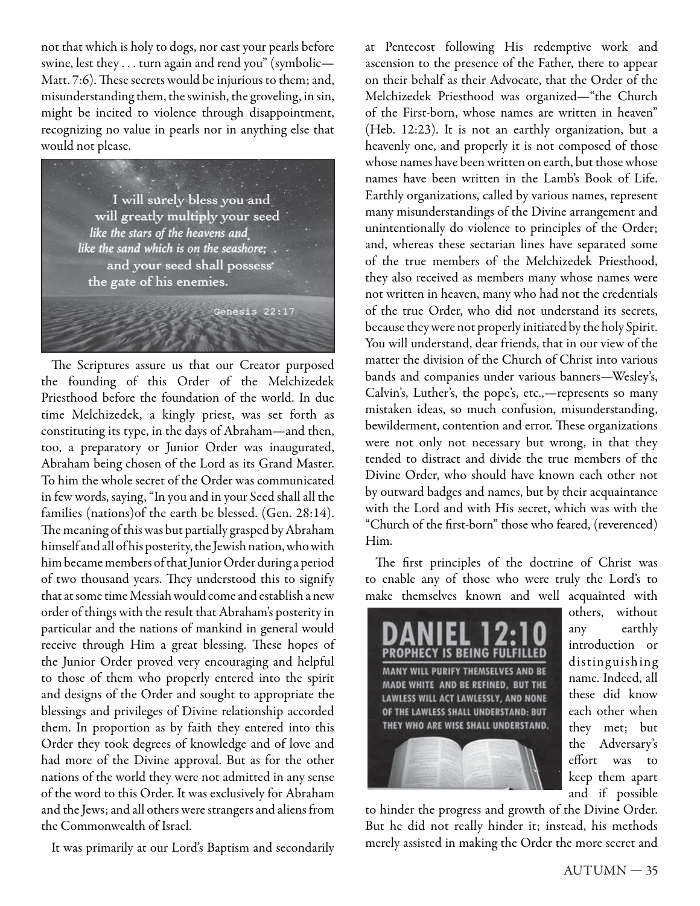not that which is holy to dogs, nor cast your pearls before swine, lest they . . . turn again and rend you" (symbolic—Matt. 7:6). These secrets would be injurious to them; and, misunderstanding them, the swinish, the groveling, in sin, might be incited to violence through disappointment, recognizing no value in pearls nor in anything else that would not please.

I will surely bless you and will greatly multiply your seed *like the stars of the heavens and like the sand which is on the seashore;* and your seed shall possess the gate of his enemies.

Genesis 22:17

The Scriptures assure us that our Creator purposed the founding of this Order of the Melchizedek Priesthood before the foundation of the world. In due time Melchizedek, a kingly priest, was set forth as constituting its type, in the days of Abraham—and then, too, a preparatory or Junior Order was inaugurated, Abraham being chosen of the Lord as its Grand Master. To him the whole secret of the Order was communicated in few words, saying, "In you and in your Seed shall all the families (nations)of the earth be blessed. (Gen. 28:14). The meaning of this was but partially grasped by Abraham himself and all of his posterity, the Jewish nation, who with him became members of that Junior Order during a period of two thousand years. They understood this to signify that at some time Messiah would come and establish a new order of things with the result that Abraham's posterity in particular and the nations of mankind in general would receive through Him a great blessing. These hopes of the Junior Order proved very encouraging and helpful to those of them who properly entered into the spirit and designs of the Order and sought to appropriate the blessings and privileges of Divine relationship accorded them. In proportion as by faith they entered into this Order they took degrees of knowledge and of love and had more of the Divine approval. But as for the other nations of the world they were not admitted in any sense of the word to this Order. It was exclusively for Abraham and the Jews; and all others were strangers and aliens from the Commonwealth of Israel.

It was primarily at our Lord's Baptism and secondarily at Pentecost following His redemptive work and ascension to the presence of the Father, there to appear on their behalf as their Advocate, that the Order of the Melchizedek Priesthood was organized—"the Church of the First-born, whose names are written in heaven" (Heb. 12:23). It is not an earthly organization, but a heavenly one, and properly it is not composed of those whose names have been written on earth, but those whose names have been written in the Lamb's Book of Life. Earthly organizations, called by various names, represent many misunderstandings of the Divine arrangement and unintentionally do violence to principles of the Order; and, whereas these sectarian lines have separated some of the true members of the Melchizedek Priesthood, they also received as members many whose names were not written in heaven, many who had not the credentials of the true Order, who did not understand its secrets, because they were not properly initiated by the holy Spirit. You will understand, dear friends, that in our view of the matter the division of the Church of Christ into various bands and companies under various banners—Wesley's, Calvin's, Luther's, the pope's, etc.,—represents so many mistaken ideas, so much confusion, misunderstanding, bewilderment, contention and error. These organizations were not only not necessary but wrong, in that they tended to distract and divide the true members of the Divine Order, who should have known each other not by outward badges and names, but by their acquaintance with the Lord and with His secret, which was with the "Church of the first-born" those who feared, (reverenced) Him.

The first principles of the doctrine of Christ was to enable any of those who were truly the Lord's to make themselves known and well acquainted with others, without any earthly introduction or distinguishing name. Indeed, all these did know each other when they met; but the Adversary's effort was to keep them apart and if possible to hinder the progress and growth of the Divine Order. But he did not really hinder it; instead, his methods merely assisted in making the Order the more secret and

**DANIEL 12:10**
**PROPHECY IS BEING FULFILLED**
MANY WILL PURIFY THEMSELVES AND BE MADE WHITE AND BE REFINED, BUT THE LAWLESS WILL ACT LAWLESSLY, AND NONE OF THE LAWLESS SHALL UNDERSTAND: BUT THEY WHO ARE WISE SHALL UNDERSTAND.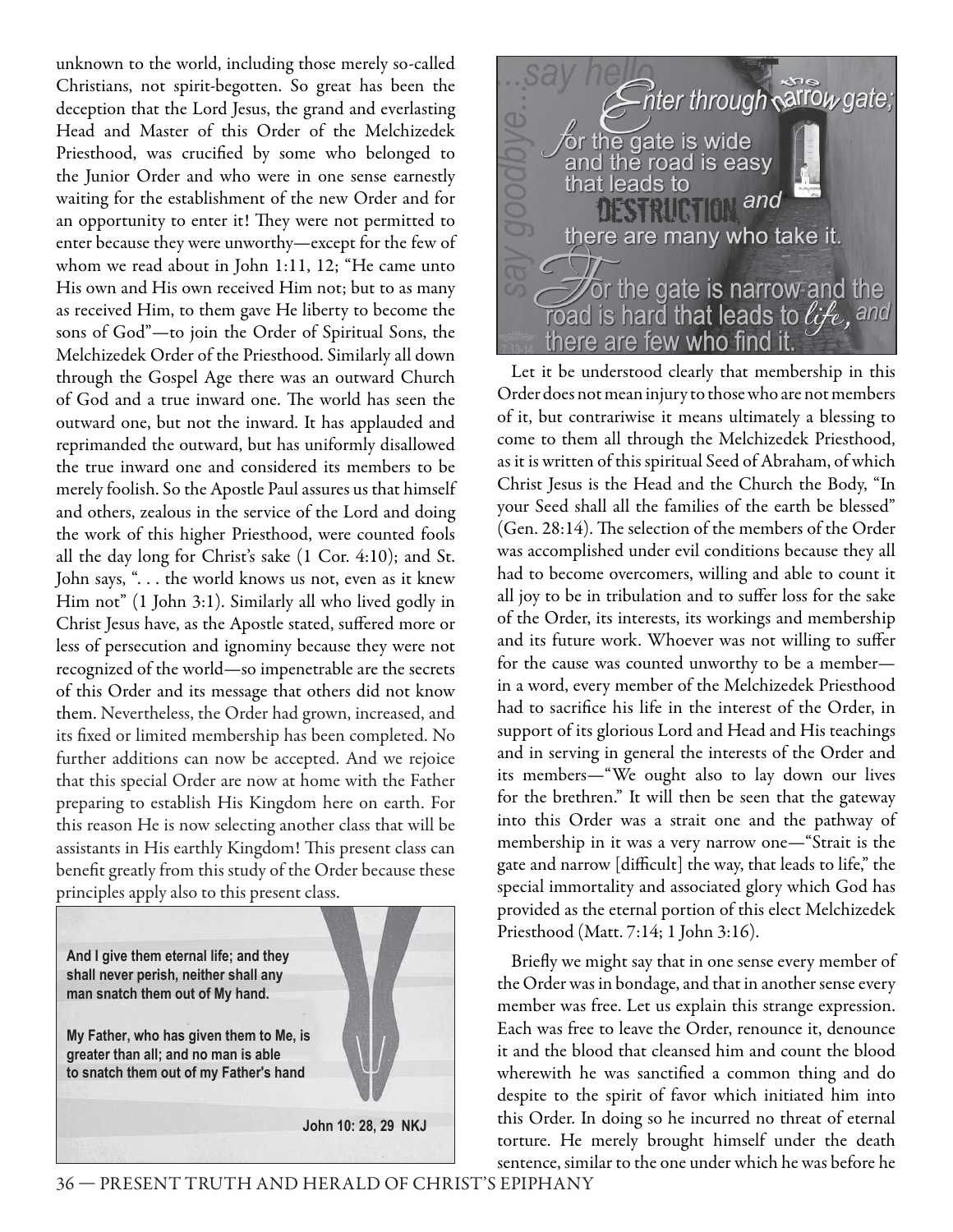unknown to the world, including those merely so-called Christians, not spirit-begotten. So great has been the deception that the Lord Jesus, the grand and everlasting Head and Master of this Order of the Melchizedek Priesthood, was crucified by some who belonged to the Junior Order and who were in one sense earnestly waiting for the establishment of the new Order and for an opportunity to enter it! They were not permitted to enter because they were unworthy—except for the few of whom we read about in John 1:11, 12; "He came unto His own and His own received Him not; but to as many as received Him, to them gave He liberty to become the sons of God"—to join the Order of Spiritual Sons, the Melchizedek Order of the Priesthood. Similarly all down through the Gospel Age there was an outward Church of God and a true inward one. The world has seen the outward one, but not the inward. It has applauded and reprimanded the outward, but has uniformly disallowed the true inward one and considered its members to be merely foolish. So the Apostle Paul assures us that himself and others, zealous in the service of the Lord and doing the work of this higher Priesthood, were counted fools all the day long for Christ's sake (1 Cor. 4:10); and St. John says, ". . . the world knows us not, even as it knew Him not" (1 John 3:1). Similarly all who lived godly in Christ Jesus have, as the Apostle stated, suffered more or less of persecution and ignominy because they were not recognized of the world—so impenetrable are the secrets of this Order and its message that others did not know them. Nevertheless, the Order had grown, increased, and its fixed or limited membership has been completed. No further additions can now be accepted. And we rejoice that this special Order are now at home with the Father preparing to establish His Kingdom here on earth. For this reason He is now selecting another class that will be assistants in His earthly Kingdom! This present class can benefit greatly from this study of the Order because these principles apply also to this present class.

**And I give them eternal life; and they shall never perish, neither shall any man snatch them out of My hand.**

**My Father, who has given them to Me, is greater than all; and no man is able to snatch them out of my Father's hand**

**John 10: 28, 29 NKJ**

...say hello ...say goodbye...

*Enter through the narrow gate;*
*for the gate is wide and the road is easy that leads to* DESTRUCTION *and* there are many who take it.
*For the gate is narrow and the road is hard that leads to life, and* there are few who find it.

Matthew 7:13-14

Let it be understood clearly that membership in this Order does not mean injury to those who are not members of it, but contrariwise it means ultimately a blessing to come to them all through the Melchizedek Priesthood, as it is written of this spiritual Seed of Abraham, of which Christ Jesus is the Head and the Church the Body, "In your Seed shall all the families of the earth be blessed" (Gen. 28:14). The selection of the members of the Order was accomplished under evil conditions because they all had to become overcomers, willing and able to count it all joy to be in tribulation and to suffer loss for the sake of the Order, its interests, its workings and membership and its future work. Whoever was not willing to suffer for the cause was counted unworthy to be a member—in a word, every member of the Melchizedek Priesthood had to sacrifice his life in the interest of the Order, in support of its glorious Lord and Head and His teachings and in serving in general the interests of the Order and its members—"We ought also to lay down our lives for the brethren." It will then be seen that the gateway into this Order was a strait one and the pathway of membership in it was a very narrow one—"Strait is the gate and narrow [difficult] the way, that leads to life," the special immortality and associated glory which God has provided as the eternal portion of this elect Melchizedek Priesthood (Matt. 7:14; 1 John 3:16).

Briefly we might say that in one sense every member of the Order was in bondage, and that in another sense every member was free. Let us explain this strange expression. Each was free to leave the Order, renounce it, denounce it and the blood that cleansed him and count the blood wherewith he was sanctified a common thing and do despite to the spirit of favor which initiated him into this Order. In doing so he incurred no threat of eternal torture. He merely brought himself under the death sentence, similar to the one under which he was before he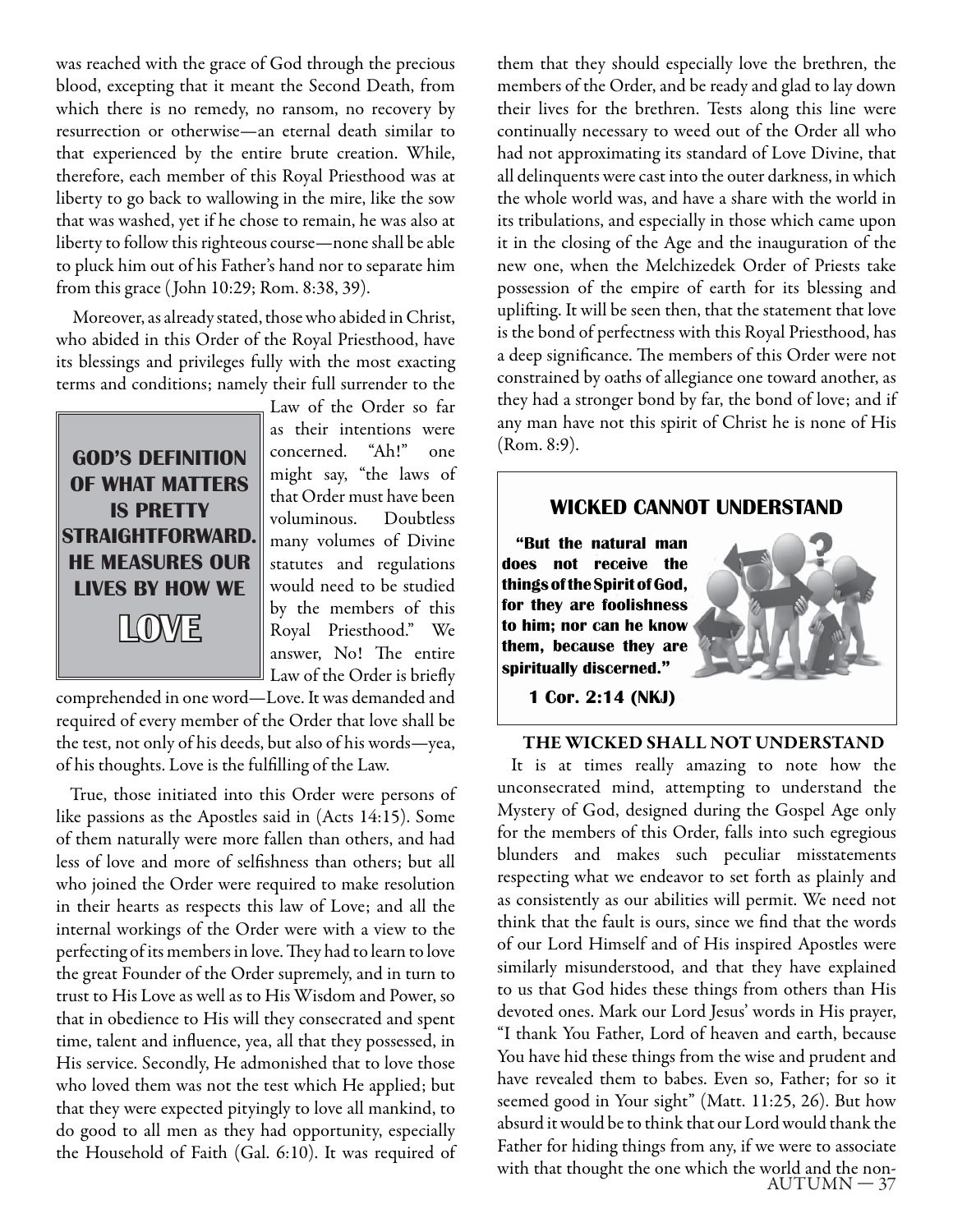was reached with the grace of God through the precious blood, excepting that it meant the Second Death, from which there is no remedy, no ransom, no recovery by resurrection or otherwise—an eternal death similar to that experienced by the entire brute creation. While, therefore, each member of this Royal Priesthood was at liberty to go back to wallowing in the mire, like the sow that was washed, yet if he chose to remain, he was also at liberty to follow this righteous course—none shall be able to pluck him out of his Father's hand nor to separate him from this grace (John 10:29; Rom. 8:38, 39).

Moreover, as already stated, those who abided in Christ, who abided in this Order of the Royal Priesthood, have its blessings and privileges fully with the most exacting terms and conditions; namely their full surrender to the Law of the Order so far as their intentions were concerned. "Ah!" one might say, "the laws of that Order must have been voluminous. Doubtless many volumes of Divine statutes and regulations would need to be studied by the members of this Royal Priesthood." We answer, No! The entire Law of the Order is briefly comprehended in one word—Love. It was demanded and required of every member of the Order that love shall be the test, not only of his deeds, but also of his words—yea, of his thoughts. Love is the fulfilling of the Law.

**GOD'S DEFINITION OF WHAT MATTERS IS PRETTY STRAIGHTFORWARD. HE MEASURES OUR LIVES BY HOW WE LOVE**

True, those initiated into this Order were persons of like passions as the Apostles said in (Acts 14:15). Some of them naturally were more fallen than others, and had less of love and more of selfishness than others; but all who joined the Order were required to make resolution in their hearts as respects this law of Love; and all the internal workings of the Order were with a view to the perfecting of its members in love. They had to learn to love the great Founder of the Order supremely, and in turn to trust to His Love as well as to His Wisdom and Power, so that in obedience to His will they consecrated and spent time, talent and influence, yea, all that they possessed, in His service. Secondly, He admonished that to love those who loved them was not the test which He applied; but that they were expected pityingly to love all mankind, to do good to all men as they had opportunity, especially the Household of Faith (Gal. 6:10). It was required of them that they should especially love the brethren, the members of the Order, and be ready and glad to lay down their lives for the brethren. Tests along this line were continually necessary to weed out of the Order all who had not approximating its standard of Love Divine, that all delinquents were cast into the outer darkness, in which the whole world was, and have a share with the world in its tribulations, and especially in those which came upon it in the closing of the Age and the inauguration of the new one, when the Melchizedek Order of Priests take possession of the empire of earth for its blessing and uplifting. It will be seen then, that the statement that love is the bond of perfectness with this Royal Priesthood, has a deep significance. The members of this Order were not constrained by oaths of allegiance one toward another, as they had a stronger bond by far, the bond of love; and if any man have not this spirit of Christ he is none of His (Rom. 8:9).

**WICKED CANNOT UNDERSTAND**

**"But the natural man does not receive the things of the Spirit of God, for they are foolishness to him; nor can he know them, because they are spiritually discerned."**

**1 Cor. 2:14 (NKJ)**

## THE WICKED SHALL NOT UNDERSTAND

It is at times really amazing to note how the unconsecrated mind, attempting to understand the Mystery of God, designed during the Gospel Age only for the members of this Order, falls into such egregious blunders and makes such peculiar misstatements respecting what we endeavor to set forth as plainly and as consistently as our abilities will permit. We need not think that the fault is ours, since we find that the words of our Lord Himself and of His inspired Apostles were similarly misunderstood, and that they have explained to us that God hides these things from others than His devoted ones. Mark our Lord Jesus' words in His prayer, "I thank You Father, Lord of heaven and earth, because You have hid these things from the wise and prudent and have revealed them to babes. Even so, Father; for so it seemed good in Your sight" (Matt. 11:25, 26). But how absurd it would be to think that our Lord would thank the Father for hiding things from any, if we were to associate with that thought the one which the world and the non-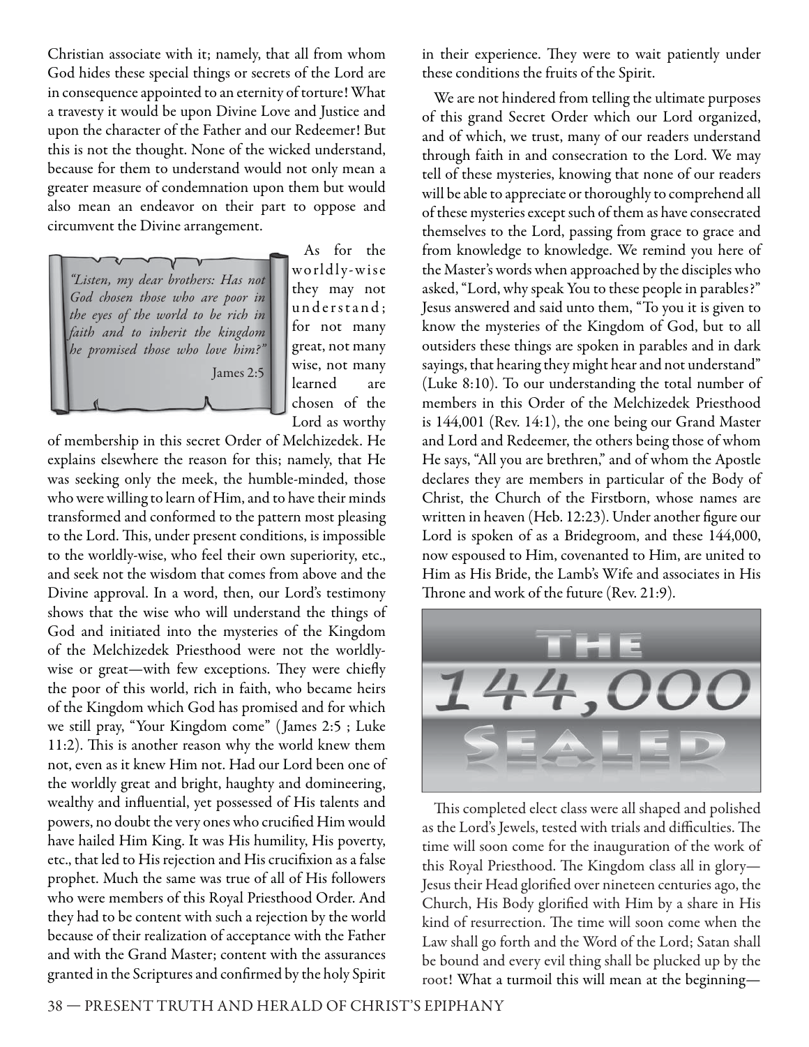Christian associate with it; namely, that all from whom God hides these special things or secrets of the Lord are in consequence appointed to an eternity of torture! What a travesty it would be upon Divine Love and Justice and upon the character of the Father and our Redeemer! But this is not the thought. None of the wicked understand, because for them to understand would not only mean a greater measure of condemnation upon them but would also mean an endeavor on their part to oppose and circumvent the Divine arrangement.

> *"Listen, my dear brothers: Has not God chosen those who are poor in the eyes of the world to be rich in faith and to inherit the kingdom he promised those who love him?"*
>
> James 2:5

As for the worldly-wise they may not understand; for not many great, not many wise, not many learned are chosen of the Lord as worthy of membership in this secret Order of Melchizedek. He explains elsewhere the reason for this; namely, that He was seeking only the meek, the humble-minded, those who were willing to learn of Him, and to have their minds transformed and conformed to the pattern most pleasing to the Lord. This, under present conditions, is impossible to the worldly-wise, who feel their own superiority, etc., and seek not the wisdom that comes from above and the Divine approval. In a word, then, our Lord's testimony shows that the wise who will understand the things of God and initiated into the mysteries of the Kingdom of the Melchizedek Priesthood were not the worldly-wise or great—with few exceptions. They were chiefly the poor of this world, rich in faith, who became heirs of the Kingdom which God has promised and for which we still pray, "Your Kingdom come" (James 2:5 ; Luke 11:2). This is another reason why the world knew them not, even as it knew Him not. Had our Lord been one of the worldly great and bright, haughty and domineering, wealthy and influential, yet possessed of His talents and powers, no doubt the very ones who crucified Him would have hailed Him King. It was His humility, His poverty, etc., that led to His rejection and His crucifixion as a false prophet. Much the same was true of all of His followers who were members of this Royal Priesthood Order. And they had to be content with such a rejection by the world because of their realization of acceptance with the Father and with the Grand Master; content with the assurances granted in the Scriptures and confirmed by the holy Spirit in their experience. They were to wait patiently under these conditions the fruits of the Spirit.

We are not hindered from telling the ultimate purposes of this grand Secret Order which our Lord organized, and of which, we trust, many of our readers understand through faith in and consecration to the Lord. We may tell of these mysteries, knowing that none of our readers will be able to appreciate or thoroughly to comprehend all of these mysteries except such of them as have consecrated themselves to the Lord, passing from grace to grace and from knowledge to knowledge. We remind you here of the Master's words when approached by the disciples who asked, "Lord, why speak You to these people in parables?" Jesus answered and said unto them, "To you it is given to know the mysteries of the Kingdom of God, but to all outsiders these things are spoken in parables and in dark sayings, that hearing they might hear and not understand" (Luke 8:10). To our understanding the total number of members in this Order of the Melchizedek Priesthood is 144,001 (Rev. 14:1), the one being our Grand Master and Lord and Redeemer, the others being those of whom He says, "All you are brethren," and of whom the Apostle declares they are members in particular of the Body of Christ, the Church of the Firstborn, whose names are written in heaven (Heb. 12:23). Under another figure our Lord is spoken of as a Bridegroom, and these 144,000, now espoused to Him, covenanted to Him, are united to Him as His Bride, the Lamb's Wife and associates in His Throne and work of the future (Rev. 21:9).

THE 144,000 SEALED

This completed elect class were all shaped and polished as the Lord's Jewels, tested with trials and difficulties. The time will soon come for the inauguration of the work of this Royal Priesthood. The Kingdom class all in glory—Jesus their Head glorified over nineteen centuries ago, the Church, His Body glorified with Him by a share in His kind of resurrection. The time will soon come when the Law shall go forth and the Word of the Lord; Satan shall be bound and every evil thing shall be plucked up by the root! What a turmoil this will mean at the beginning—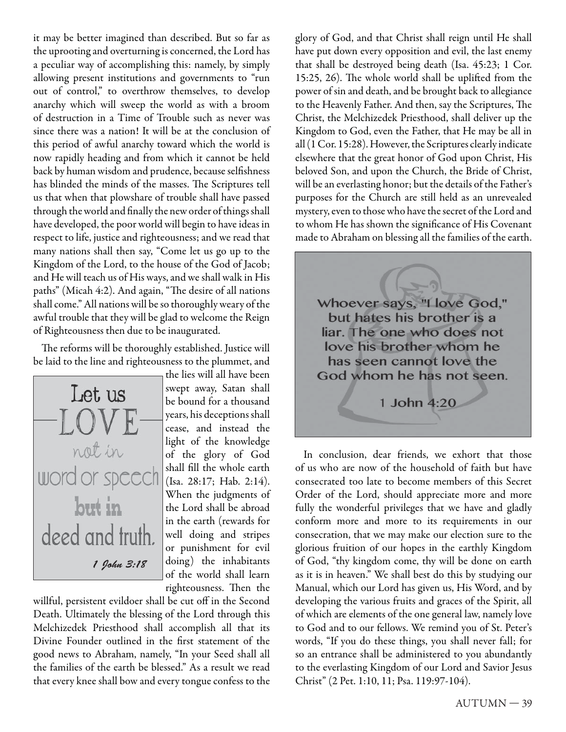it may be better imagined than described. But so far as the uprooting and overturning is concerned, the Lord has a peculiar way of accomplishing this: namely, by simply allowing present institutions and governments to "run out of control," to overthrow themselves, to develop anarchy which will sweep the world as with a broom of destruction in a Time of Trouble such as never was since there was a nation! It will be at the conclusion of this period of awful anarchy toward which the world is now rapidly heading and from which it cannot be held back by human wisdom and prudence, because selfishness has blinded the minds of the masses. The Scriptures tell us that when that plowshare of trouble shall have passed through the world and finally the new order of things shall have developed, the poor world will begin to have ideas in respect to life, justice and righteousness; and we read that many nations shall then say, "Come let us go up to the Kingdom of the Lord, to the house of the God of Jacob; and He will teach us of His ways, and we shall walk in His paths" (Micah 4:2). And again, "The desire of all nations shall come." All nations will be so thoroughly weary of the awful trouble that they will be glad to welcome the Reign of Righteousness then due to be inaugurated.

The reforms will be thoroughly established. Justice will be laid to the line and righteousness to the plummet, and the lies will all have been swept away, Satan shall be bound for a thousand years, his deceptions shall cease, and instead the light of the knowledge of the glory of God shall fill the whole earth (Isa. 28:17; Hab. 2:14). When the judgments of the Lord shall be abroad in the earth (rewards for well doing and stripes or punishment for evil doing) the inhabitants of the world shall learn righteousness. Then the willful, persistent evildoer shall be cut off in the Second Death. Ultimately the blessing of the Lord through this Melchizedek Priesthood shall accomplish all that its Divine Founder outlined in the first statement of the good news to Abraham, namely, "In your Seed shall all the families of the earth be blessed." As a result we read that every knee shall bow and every tongue confess to the glory of God, and that Christ shall reign until He shall have put down every opposition and evil, the last enemy that shall be destroyed being death (Isa. 45:23; 1 Cor. 15:25, 26). The whole world shall be uplifted from the power of sin and death, and be brought back to allegiance to the Heavenly Father. And then, say the Scriptures, The Christ, the Melchizedek Priesthood, shall deliver up the Kingdom to God, even the Father, that He may be all in all (1 Cor. 15:28). However, the Scriptures clearly indicate elsewhere that the great honor of God upon Christ, His beloved Son, and upon the Church, the Bride of Christ, will be an everlasting honor; but the details of the Father's purposes for the Church are still held as an unrevealed mystery, even to those who have the secret of the Lord and to whom He has shown the significance of His Covenant made to Abraham on blessing all the families of the earth.

Let us LOVE not in word or speech but in deed and truth. *1 John 3:18*

Whoever says, "I love God," but hates his brother is a liar. The one who does not love his brother whom he has seen cannot love the God whom he has not seen. 1 John 4:20

In conclusion, dear friends, we exhort that those of us who are now of the household of faith but have consecrated too late to become members of this Secret Order of the Lord, should appreciate more and more fully the wonderful privileges that we have and gladly conform more and more to its requirements in our consecration, that we may make our election sure to the glorious fruition of our hopes in the earthly Kingdom of God, "thy kingdom come, thy will be done on earth as it is in heaven." We shall best do this by studying our Manual, which our Lord has given us, His Word, and by developing the various fruits and graces of the Spirit, all of which are elements of the one general law, namely love to God and to our fellows. We remind you of St. Peter's words, "If you do these things, you shall never fall; for so an entrance shall be administered to you abundantly to the everlasting Kingdom of our Lord and Savior Jesus Christ" (2 Pet. 1:10, 11; Psa. 119:97-104).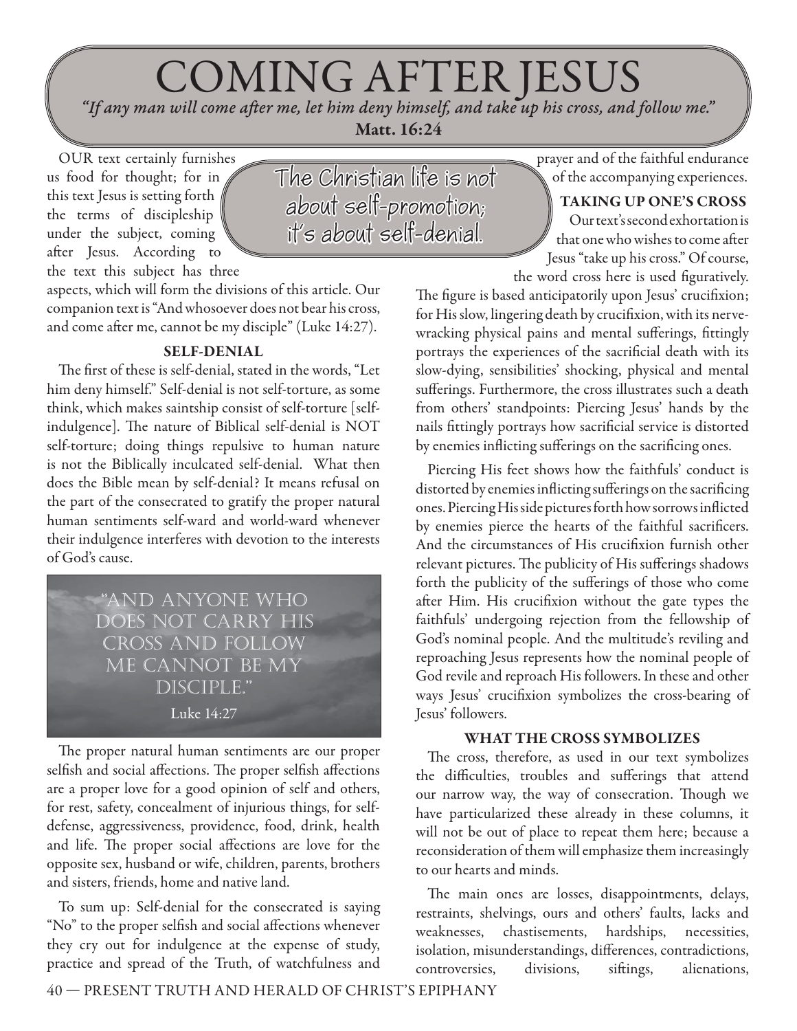# COMING AFTER JESUS

*"If any man will come after me, let him deny himself, and take up his cross, and follow me."*
**Matt. 16:24**

OUR text certainly furnishes us food for thought; for in this text Jesus is setting forth the terms of discipleship under the subject, coming after Jesus. According to the text this subject has three aspects, which will form the divisions of this article. Our companion text is "And whosoever does not bear his cross, and come after me, cannot be my disciple" (Luke 14:27).

> The Christian life is not about self-promotion; it's about self-denial.

### SELF-DENIAL

The first of these is self-denial, stated in the words, "Let him deny himself." Self-denial is not self-torture, as some think, which makes saintship consist of self-torture [self-indulgence]. The nature of Biblical self-denial is NOT self-torture; doing things repulsive to human nature is not the Biblically inculcated self-denial. What then does the Bible mean by self-denial? It means refusal on the part of the consecrated to gratify the proper natural human sentiments self-ward and world-ward whenever their indulgence interferes with devotion to the interests of God's cause.

> "AND ANYONE WHO DOES NOT CARRY HIS CROSS AND FOLLOW ME CANNOT BE MY DISCIPLE."
> Luke 14:27

The proper natural human sentiments are our proper selfish and social affections. The proper selfish affections are a proper love for a good opinion of self and others, for rest, safety, concealment of injurious things, for self-defense, aggressiveness, providence, food, drink, health and life. The proper social affections are love for the opposite sex, husband or wife, children, parents, brothers and sisters, friends, home and native land.

To sum up: Self-denial for the consecrated is saying "No" to the proper selfish and social affections whenever they cry out for indulgence at the expense of study, practice and spread of the Truth, of watchfulness and prayer and of the faithful endurance of the accompanying experiences.

### TAKING UP ONE'S CROSS

Our text's second exhortation is that one who wishes to come after Jesus "take up his cross." Of course, the word cross here is used figuratively. The figure is based anticipatorily upon Jesus' crucifixion; for His slow, lingering death by crucifixion, with its nerve-wracking physical pains and mental sufferings, fittingly portrays the experiences of the sacrificial death with its slow-dying, sensibilities' shocking, physical and mental sufferings. Furthermore, the cross illustrates such a death from others' standpoints: Piercing Jesus' hands by the nails fittingly portrays how sacrificial service is distorted by enemies inflicting sufferings on the sacrificing ones.

Piercing His feet shows how the faithfuls' conduct is distorted by enemies inflicting sufferings on the sacrificing ones. Piercing His side pictures forth how sorrows inflicted by enemies pierce the hearts of the faithful sacrificers. And the circumstances of His crucifixion furnish other relevant pictures. The publicity of His sufferings shadows forth the publicity of the sufferings of those who come after Him. His crucifixion without the gate types the faithfuls' undergoing rejection from the fellowship of God's nominal people. And the multitude's reviling and reproaching Jesus represents how the nominal people of God revile and reproach His followers. In these and other ways Jesus' crucifixion symbolizes the cross-bearing of Jesus' followers.

### WHAT THE CROSS SYMBOLIZES

The cross, therefore, as used in our text symbolizes the difficulties, troubles and sufferings that attend our narrow way, the way of consecration. Though we have particularized these already in these columns, it will not be out of place to repeat them here; because a reconsideration of them will emphasize them increasingly to our hearts and minds.

The main ones are losses, disappointments, delays, restraints, shelvings, ours and others' faults, lacks and weaknesses, chastisements, hardships, necessities, isolation, misunderstandings, differences, contradictions, controversies, divisions, siftings, alienations,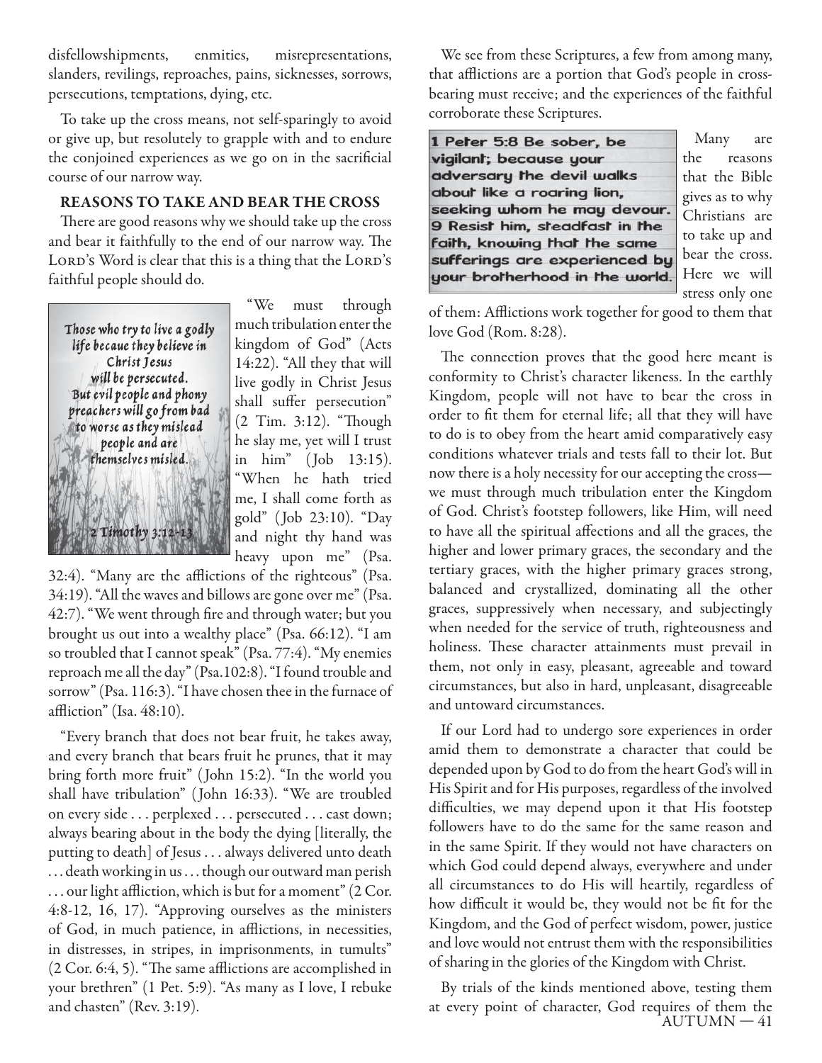disfellowshipments, enmities, misrepresentations, slanders, revilings, reproaches, pains, sicknesses, sorrows, persecutions, temptations, dying, etc.

To take up the cross means, not self-sparingly to avoid or give up, but resolutely to grapple with and to endure the conjoined experiences as we go on in the sacrificial course of our narrow way.

**REASONS TO TAKE AND BEAR THE CROSS**

There are good reasons why we should take up the cross and bear it faithfully to the end of our narrow way. The LORD'S Word is clear that this is a thing that the LORD'S faithful people should do.

Those who try to live a godly life becaue they believe in Christ Jesus will be persecuted. But evil people and phony preachers will go from bad to worse as they mislead people and are themselves misled.

2 Timothy 3:12-13

"We must through much tribulation enter the kingdom of God" (Acts 14:22). "All they that will live godly in Christ Jesus shall suffer persecution" (2 Tim. 3:12). "Though he slay me, yet will I trust in him" (Job 13:15). "When he hath tried me, I shall come forth as gold" (Job 23:10). "Day and night thy hand was heavy upon me" (Psa. 32:4). "Many are the afflictions of the righteous" (Psa. 34:19). "All the waves and billows are gone over me" (Psa. 42:7). "We went through fire and through water; but you brought us out into a wealthy place" (Psa. 66:12). "I am so troubled that I cannot speak" (Psa. 77:4). "My enemies reproach me all the day" (Psa.102:8). "I found trouble and sorrow" (Psa. 116:3). "I have chosen thee in the furnace of affliction" (Isa. 48:10).

"Every branch that does not bear fruit, he takes away, and every branch that bears fruit he prunes, that it may bring forth more fruit" (John 15:2). "In the world you shall have tribulation" (John 16:33). "We are troubled on every side . . . perplexed . . . persecuted . . . cast down; always bearing about in the body the dying [literally, the putting to death] of Jesus . . . always delivered unto death . . . death working in us . . . though our outward man perish . . . our light affliction, which is but for a moment" (2 Cor. 4:8-12, 16, 17). "Approving ourselves as the ministers of God, in much patience, in afflictions, in necessities, in distresses, in stripes, in imprisonments, in tumults" (2 Cor. 6:4, 5). "The same afflictions are accomplished in your brethren" (1 Pet. 5:9). "As many as I love, I rebuke and chasten" (Rev. 3:19).

We see from these Scriptures, a few from among many, that afflictions are a portion that God's people in cross-bearing must receive; and the experiences of the faithful corroborate these Scriptures.

1 Peter 5:8 Be sober, be vigilant; because your adversary the devil walks about like a roaring lion, seeking whom he may devour. 9 Resist him, steadfast in the faith, knowing that the same sufferings are experienced by your brotherhood in the world.

Many are the reasons that the Bible gives as to why Christians are to take up and bear the cross. Here we will stress only one of them: Afflictions work together for good to them that love God (Rom. 8:28).

The connection proves that the good here meant is conformity to Christ's character likeness. In the earthly Kingdom, people will not have to bear the cross in order to fit them for eternal life; all that they will have to do is to obey from the heart amid comparatively easy conditions whatever trials and tests fall to their lot. But now there is a holy necessity for our accepting the cross—we must through much tribulation enter the Kingdom of God. Christ's footstep followers, like Him, will need to have all the spiritual affections and all the graces, the higher and lower primary graces, the secondary and the tertiary graces, with the higher primary graces strong, balanced and crystallized, dominating all the other graces, suppressively when necessary, and subjectingly when needed for the service of truth, righteousness and holiness. These character attainments must prevail in them, not only in easy, pleasant, agreeable and toward circumstances, but also in hard, unpleasant, disagreeable and untoward circumstances.

If our Lord had to undergo sore experiences in order amid them to demonstrate a character that could be depended upon by God to do from the heart God's will in His Spirit and for His purposes, regardless of the involved difficulties, we may depend upon it that His footstep followers have to do the same for the same reason and in the same Spirit. If they would not have characters on which God could depend always, everywhere and under all circumstances to do His will heartily, regardless of how difficult it would be, they would not be fit for the Kingdom, and the God of perfect wisdom, power, justice and love would not entrust them with the responsibilities of sharing in the glories of the Kingdom with Christ.

By trials of the kinds mentioned above, testing them at every point of character, God requires of them the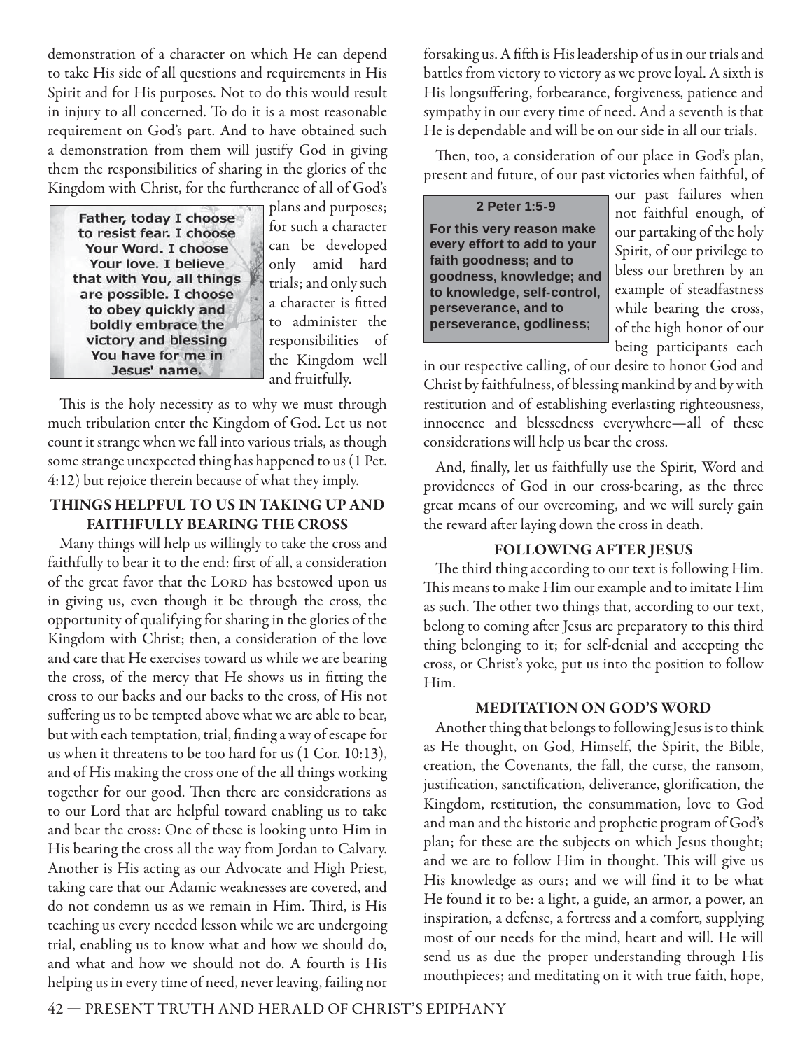demonstration of a character on which He can depend to take His side of all questions and requirements in His Spirit and for His purposes. Not to do this would result in injury to all concerned. To do it is a most reasonable requirement on God's part. And to have obtained such a demonstration from them will justify God in giving them the responsibilities of sharing in the glories of the Kingdom with Christ, for the furtherance of all of God's plans and purposes; for such a character can be developed only amid hard trials; and only such a character is fitted to administer the responsibilities of the Kingdom well and fruitfully.

**Father, today I choose to resist fear. I choose Your Word. I choose Your love. I believe that with You, all things are possible. I choose to obey quickly and boldly embrace the victory and blessing You have for me in Jesus' name.**

This is the holy necessity as to why we must through much tribulation enter the Kingdom of God. Let us not count it strange when we fall into various trials, as though some strange unexpected thing has happened to us (1 Pet. 4:12) but rejoice therein because of what they imply.

## THINGS HELPFUL TO US IN TAKING UP AND FAITHFULLY BEARING THE CROSS

Many things will help us willingly to take the cross and faithfully to bear it to the end: first of all, a consideration of the great favor that the LORD has bestowed upon us in giving us, even though it be through the cross, the opportunity of qualifying for sharing in the glories of the Kingdom with Christ; then, a consideration of the love and care that He exercises toward us while we are bearing the cross, of the mercy that He shows us in fitting the cross to our backs and our backs to the cross, of His not suffering us to be tempted above what we are able to bear, but with each temptation, trial, finding a way of escape for us when it threatens to be too hard for us (1 Cor. 10:13), and of His making the cross one of the all things working together for our good. Then there are considerations as to our Lord that are helpful toward enabling us to take and bear the cross: One of these is looking unto Him in His bearing the cross all the way from Jordan to Calvary. Another is His acting as our Advocate and High Priest, taking care that our Adamic weaknesses are covered, and do not condemn us as we remain in Him. Third, is His teaching us every needed lesson while we are undergoing trial, enabling us to know what and how we should do, and what and how we should not do. A fourth is His helping us in every time of need, never leaving, failing nor forsaking us. A fifth is His leadership of us in our trials and battles from victory to victory as we prove loyal. A sixth is His longsuffering, forbearance, forgiveness, patience and sympathy in our every time of need. And a seventh is that He is dependable and will be on our side in all our trials.

Then, too, a consideration of our place in God's plan, present and future, of our past victories when faithful, of our past failures when not faithful enough, of our partaking of the holy Spirit, of our privilege to bless our brethren by an example of steadfastness while bearing the cross, of the high honor of our being participants each in our respective calling, of our desire to honor God and Christ by faithfulness, of blessing mankind by and by with restitution and of establishing everlasting righteousness, innocence and blessedness everywhere—all of these considerations will help us bear the cross.

> **2 Peter 1:5-9**
>
> **For this very reason make every effort to add to your faith goodness; and to goodness, knowledge; and to knowledge, self-control, perseverance, and to perseverance, godliness;**

And, finally, let us faithfully use the Spirit, Word and providences of God in our cross-bearing, as the three great means of our overcoming, and we will surely gain the reward after laying down the cross in death.

## FOLLOWING AFTER JESUS

The third thing according to our text is following Him. This means to make Him our example and to imitate Him as such. The other two things that, according to our text, belong to coming after Jesus are preparatory to this third thing belonging to it; for self-denial and accepting the cross, or Christ's yoke, put us into the position to follow Him.

## MEDITATION ON GOD'S WORD

Another thing that belongs to following Jesus is to think as He thought, on God, Himself, the Spirit, the Bible, creation, the Covenants, the fall, the curse, the ransom, justification, sanctification, deliverance, glorification, the Kingdom, restitution, the consummation, love to God and man and the historic and prophetic program of God's plan; for these are the subjects on which Jesus thought; and we are to follow Him in thought. This will give us His knowledge as ours; and we will find it to be what He found it to be: a light, a guide, an armor, a power, an inspiration, a defense, a fortress and a comfort, supplying most of our needs for the mind, heart and will. He will send us as due the proper understanding through His mouthpieces; and meditating on it with true faith, hope,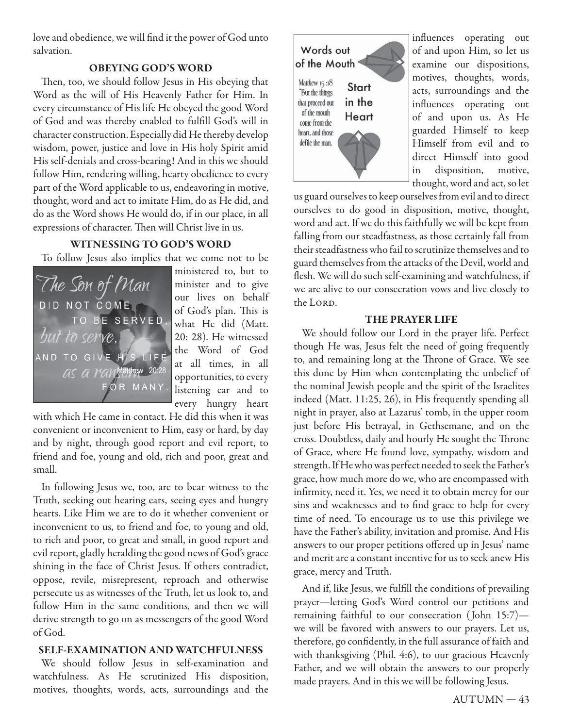love and obedience, we will find it the power of God unto salvation.

## OBEYING GOD'S WORD

Then, too, we should follow Jesus in His obeying that Word as the will of His Heavenly Father for Him. In every circumstance of His life He obeyed the good Word of God and was thereby enabled to fulfill God's will in character construction. Especially did He thereby develop wisdom, power, justice and love in His holy Spirit amid His self-denials and cross-bearing! And in this we should follow Him, rendering willing, hearty obedience to every part of the Word applicable to us, endeavoring in motive, thought, word and act to imitate Him, do as He did, and do as the Word shows He would do, if in our place, in all expressions of character. Then will Christ live in us.

## WITNESSING TO GOD'S WORD

To follow Jesus also implies that we come not to be ministered to, but to minister and to give our lives on behalf of God's plan. This is what He did (Matt. 20: 28). He witnessed the Word of God at all times, in all opportunities, to every listening ear and to every hungry heart with which He came in contact. He did this when it was convenient or inconvenient to Him, easy or hard, by day and by night, through good report and evil report, to friend and foe, young and old, rich and poor, great and small.

In following Jesus we, too, are to bear witness to the Truth, seeking out hearing ears, seeing eyes and hungry hearts. Like Him we are to do it whether convenient or inconvenient to us, to friend and foe, to young and old, to rich and poor, to great and small, in good report and evil report, gladly heralding the good news of God's grace shining in the face of Christ Jesus. If others contradict, oppose, revile, misrepresent, reproach and otherwise persecute us as witnesses of the Truth, let us look to, and follow Him in the same conditions, and then we will derive strength to go on as messengers of the good Word of God.

## SELF-EXAMINATION AND WATCHFULNESS

We should follow Jesus in self-examination and watchfulness. As He scrutinized His disposition, motives, thoughts, words, acts, surroundings and the influences operating out of and upon Him, so let us examine our dispositions, motives, thoughts, words, acts, surroundings and the influences operating out of and upon us. As He guarded Himself to keep Himself from evil and to direct Himself into good in disposition, motive, thought, word and act, so let us guard ourselves to keep ourselves from evil and to direct ourselves to do good in disposition, motive, thought, word and act. If we do this faithfully we will be kept from falling from our steadfastness, as those certainly fall from their steadfastness who fail to scrutinize themselves and to guard themselves from the attacks of the Devil, world and flesh. We will do such self-examining and watchfulness, if we are alive to our consecration vows and live closely to the LORD.

## THE PRAYER LIFE

We should follow our Lord in the prayer life. Perfect though He was, Jesus felt the need of going frequently to, and remaining long at the Throne of Grace. We see this done by Him when contemplating the unbelief of the nominal Jewish people and the spirit of the Israelites indeed (Matt. 11:25, 26), in His frequently spending all night in prayer, also at Lazarus' tomb, in the upper room just before His betrayal, in Gethsemane, and on the cross. Doubtless, daily and hourly He sought the Throne of Grace, where He found love, sympathy, wisdom and strength. If He who was perfect needed to seek the Father's grace, how much more do we, who are encompassed with infirmity, need it. Yes, we need it to obtain mercy for our sins and weaknesses and to find grace to help for every time of need. To encourage us to use this privilege we have the Father's ability, invitation and promise. And His answers to our proper petitions offered up in Jesus' name and merit are a constant incentive for us to seek anew His grace, mercy and Truth.

And if, like Jesus, we fulfill the conditions of prevailing prayer—letting God's Word control our petitions and remaining faithful to our consecration (John 15:7)—we will be favored with answers to our prayers. Let us, therefore, go confidently, in the full assurance of faith and with thanksgiving (Phil. 4:6), to our gracious Heavenly Father, and we will obtain the answers to our properly made prayers. And in this we will be following Jesus.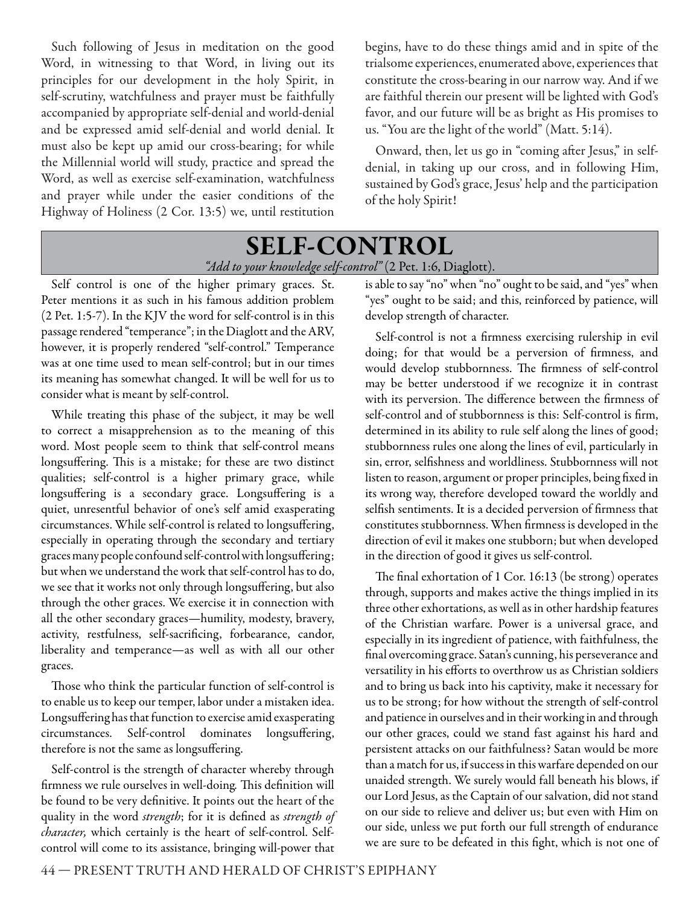Such following of Jesus in meditation on the good Word, in witnessing to that Word, in living out its principles for our development in the holy Spirit, in self-scrutiny, watchfulness and prayer must be faithfully accompanied by appropriate self-denial and world-denial and be expressed amid self-denial and world denial. It must also be kept up amid our cross-bearing; for while the Millennial world will study, practice and spread the Word, as well as exercise self-examination, watchfulness and prayer while under the easier conditions of the Highway of Holiness (2 Cor. 13:5) we, until restitution begins, have to do these things amid and in spite of the trialsome experiences, enumerated above, experiences that constitute the cross-bearing in our narrow way. And if we are faithful therein our present will be lighted with God's favor, and our future will be as bright as His promises to us. "You are the light of the world" (Matt. 5:14).

Onward, then, let us go in "coming after Jesus," in self-denial, in taking up our cross, and in following Him, sustained by God's grace, Jesus' help and the participation of the holy Spirit!

# SELF-CONTROL

*"Add to your knowledge self-control"* (2 Pet. 1:6, Diaglott).

Self control is one of the higher primary graces. St. Peter mentions it as such in his famous addition problem (2 Pet. 1:5-7). In the KJV the word for self-control is in this passage rendered "temperance"; in the Diaglott and the ARV, however, it is properly rendered "self-control." Temperance was at one time used to mean self-control; but in our times its meaning has somewhat changed. It will be well for us to consider what is meant by self-control.

While treating this phase of the subject, it may be well to correct a misapprehension as to the meaning of this word. Most people seem to think that self-control means longsuffering. This is a mistake; for these are two distinct qualities; self-control is a higher primary grace, while longsuffering is a secondary grace. Longsuffering is a quiet, unresentful behavior of one's self amid exasperating circumstances. While self-control is related to longsuffering, especially in operating through the secondary and tertiary graces many people confound self-control with longsuffering; but when we understand the work that self-control has to do, we see that it works not only through longsuffering, but also through the other graces. We exercise it in connection with all the other secondary graces—humility, modesty, bravery, activity, restfulness, self-sacrificing, forbearance, candor, liberality and temperance—as well as with all our other graces.

Those who think the particular function of self-control is to enable us to keep our temper, labor under a mistaken idea. Longsuffering has that function to exercise amid exasperating circumstances. Self-control dominates longsuffering, therefore is not the same as longsuffering.

Self-control is the strength of character whereby through firmness we rule ourselves in well-doing. This definition will be found to be very definitive. It points out the heart of the quality in the word *strength*; for it is defined as *strength of character,* which certainly is the heart of self-control. Self-control will come to its assistance, bringing will-power that is able to say "no" when "no" ought to be said, and "yes" when "yes" ought to be said; and this, reinforced by patience, will develop strength of character.

Self-control is not a firmness exercising rulership in evil doing; for that would be a perversion of firmness, and would develop stubbornness. The firmness of self-control may be better understood if we recognize it in contrast with its perversion. The difference between the firmness of self-control and of stubbornness is this: Self-control is firm, determined in its ability to rule self along the lines of good; stubbornness rules one along the lines of evil, particularly in sin, error, selfishness and worldliness. Stubbornness will not listen to reason, argument or proper principles, being fixed in its wrong way, therefore developed toward the worldly and selfish sentiments. It is a decided perversion of firmness that constitutes stubbornness. When firmness is developed in the direction of evil it makes one stubborn; but when developed in the direction of good it gives us self-control.

The final exhortation of 1 Cor. 16:13 (be strong) operates through, supports and makes active the things implied in its three other exhortations, as well as in other hardship features of the Christian warfare. Power is a universal grace, and especially in its ingredient of patience, with faithfulness, the final overcoming grace. Satan's cunning, his perseverance and versatility in his efforts to overthrow us as Christian soldiers and to bring us back into his captivity, make it necessary for us to be strong; for how without the strength of self-control and patience in ourselves and in their working in and through our other graces, could we stand fast against his hard and persistent attacks on our faithfulness? Satan would be more than a match for us, if success in this warfare depended on our unaided strength. We surely would fall beneath his blows, if our Lord Jesus, as the Captain of our salvation, did not stand on our side to relieve and deliver us; but even with Him on our side, unless we put forth our full strength of endurance we are sure to be defeated in this fight, which is not one of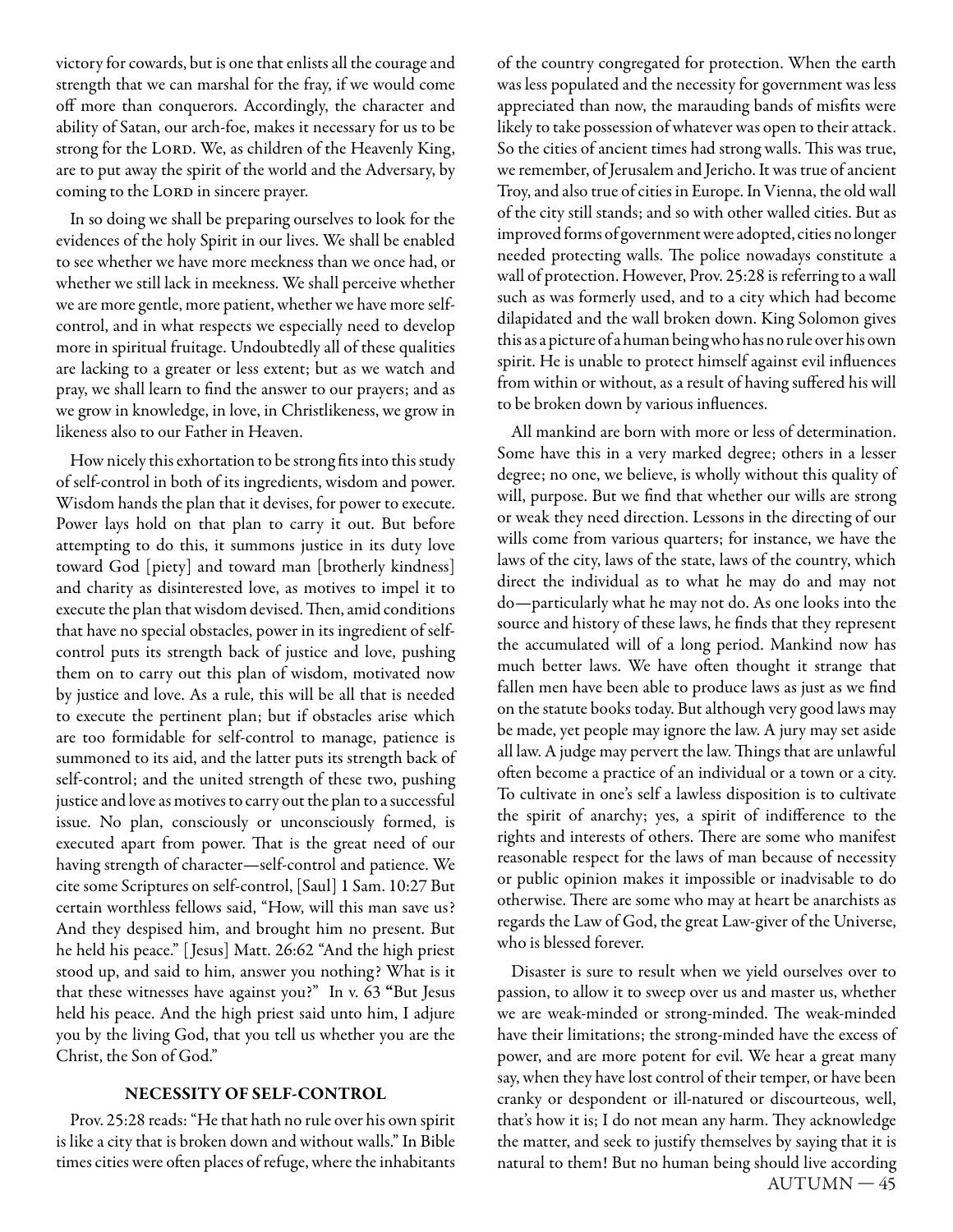victory for cowards, but is one that enlists all the courage and strength that we can marshal for the fray, if we would come off more than conquerors. Accordingly, the character and ability of Satan, our arch-foe, makes it necessary for us to be strong for the LORD. We, as children of the Heavenly King, are to put away the spirit of the world and the Adversary, by coming to the LORD in sincere prayer.

In so doing we shall be preparing ourselves to look for the evidences of the holy Spirit in our lives. We shall be enabled to see whether we have more meekness than we once had, or whether we still lack in meekness. We shall perceive whether we are more gentle, more patient, whether we have more self-control, and in what respects we especially need to develop more in spiritual fruitage. Undoubtedly all of these qualities are lacking to a greater or less extent; but as we watch and pray, we shall learn to find the answer to our prayers; and as we grow in knowledge, in love, in Christlikeness, we grow in likeness also to our Father in Heaven.

How nicely this exhortation to be strong fits into this study of self-control in both of its ingredients, wisdom and power. Wisdom hands the plan that it devises, for power to execute. Power lays hold on that plan to carry it out. But before attempting to do this, it summons justice in its duty love toward God [piety] and toward man [brotherly kindness] and charity as disinterested love, as motives to impel it to execute the plan that wisdom devised. Then, amid conditions that have no special obstacles, power in its ingredient of self-control puts its strength back of justice and love, pushing them on to carry out this plan of wisdom, motivated now by justice and love. As a rule, this will be all that is needed to execute the pertinent plan; but if obstacles arise which are too formidable for self-control to manage, patience is summoned to its aid, and the latter puts its strength back of self-control; and the united strength of these two, pushing justice and love as motives to carry out the plan to a successful issue. No plan, consciously or unconsciously formed, is executed apart from power. That is the great need of our having strength of character—self-control and patience. We cite some Scriptures on self-control, [Saul] 1 Sam. 10:27 But certain worthless fellows said, "How, will this man save us? And they despised him, and brought him no present. But he held his peace." [Jesus] Matt. 26:62 "And the high priest stood up, and said to him, answer you nothing? What is it that these witnesses have against you?" In v. 63 "But Jesus held his peace. And the high priest said unto him, I adjure you by the living God, that you tell us whether you are the Christ, the Son of God."

## NECESSITY OF SELF-CONTROL

Prov. 25:28 reads: "He that hath no rule over his own spirit is like a city that is broken down and without walls." In Bible times cities were often places of refuge, where the inhabitants of the country congregated for protection. When the earth was less populated and the necessity for government was less appreciated than now, the marauding bands of misfits were likely to take possession of whatever was open to their attack. So the cities of ancient times had strong walls. This was true, we remember, of Jerusalem and Jericho. It was true of ancient Troy, and also true of cities in Europe. In Vienna, the old wall of the city still stands; and so with other walled cities. But as improved forms of government were adopted, cities no longer needed protecting walls. The police nowadays constitute a wall of protection. However, Prov. 25:28 is referring to a wall such as was formerly used, and to a city which had become dilapidated and the wall broken down. King Solomon gives this as a picture of a human being who has no rule over his own spirit. He is unable to protect himself against evil influences from within or without, as a result of having suffered his will to be broken down by various influences.

All mankind are born with more or less of determination. Some have this in a very marked degree; others in a lesser degree; no one, we believe, is wholly without this quality of will, purpose. But we find that whether our wills are strong or weak they need direction. Lessons in the directing of our wills come from various quarters; for instance, we have the laws of the city, laws of the state, laws of the country, which direct the individual as to what he may do and may not do—particularly what he may not do. As one looks into the source and history of these laws, he finds that they represent the accumulated will of a long period. Mankind now has much better laws. We have often thought it strange that fallen men have been able to produce laws as just as we find on the statute books today. But although very good laws may be made, yet people may ignore the law. A jury may set aside all law. A judge may pervert the law. Things that are unlawful often become a practice of an individual or a town or a city. To cultivate in one's self a lawless disposition is to cultivate the spirit of anarchy; yes, a spirit of indifference to the rights and interests of others. There are some who manifest reasonable respect for the laws of man because of necessity or public opinion makes it impossible or inadvisable to do otherwise. There are some who may at heart be anarchists as regards the Law of God, the great Law-giver of the Universe, who is blessed forever.

Disaster is sure to result when we yield ourselves over to passion, to allow it to sweep over us and master us, whether we are weak-minded or strong-minded. The weak-minded have their limitations; the strong-minded have the excess of power, and are more potent for evil. We hear a great many say, when they have lost control of their temper, or have been cranky or despondent or ill-natured or discourteous, well, that's how it is; I do not mean any harm. They acknowledge the matter, and seek to justify themselves by saying that it is natural to them! But no human being should live according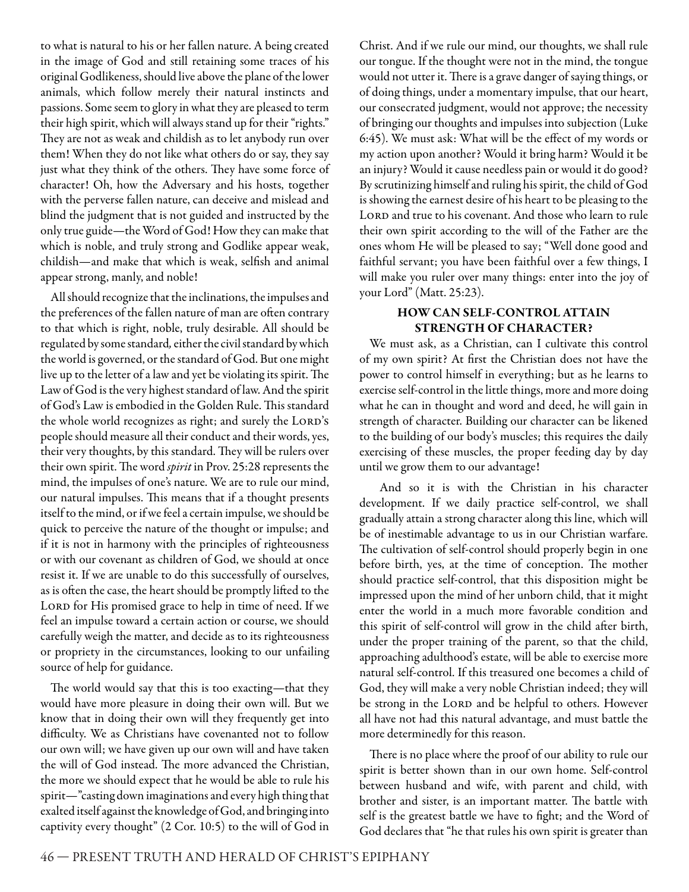to what is natural to his or her fallen nature. A being created in the image of God and still retaining some traces of his original Godlikeness, should live above the plane of the lower animals, which follow merely their natural instincts and passions. Some seem to glory in what they are pleased to term their high spirit, which will always stand up for their "rights." They are not as weak and childish as to let anybody run over them! When they do not like what others do or say, they say just what they think of the others. They have some force of character! Oh, how the Adversary and his hosts, together with the perverse fallen nature, can deceive and mislead and blind the judgment that is not guided and instructed by the only true guide—the Word of God! How they can make that which is noble, and truly strong and Godlike appear weak, childish—and make that which is weak, selfish and animal appear strong, manly, and noble!

All should recognize that the inclinations, the impulses and the preferences of the fallen nature of man are often contrary to that which is right, noble, truly desirable. All should be regulated by some standard, either the civil standard by which the world is governed, or the standard of God. But one might live up to the letter of a law and yet be violating its spirit. The Law of God is the very highest standard of law. And the spirit of God's Law is embodied in the Golden Rule. This standard the whole world recognizes as right; and surely the LORD's people should measure all their conduct and their words, yes, their very thoughts, by this standard. They will be rulers over their own spirit. The word *spirit* in Prov. 25:28 represents the mind, the impulses of one's nature. We are to rule our mind, our natural impulses. This means that if a thought presents itself to the mind, or if we feel a certain impulse, we should be quick to perceive the nature of the thought or impulse; and if it is not in harmony with the principles of righteousness or with our covenant as children of God, we should at once resist it. If we are unable to do this successfully of ourselves, as is often the case, the heart should be promptly lifted to the LORD for His promised grace to help in time of need. If we feel an impulse toward a certain action or course, we should carefully weigh the matter, and decide as to its righteousness or propriety in the circumstances, looking to our unfailing source of help for guidance.

The world would say that this is too exacting—that they would have more pleasure in doing their own will. But we know that in doing their own will they frequently get into difficulty. We as Christians have covenanted not to follow our own will; we have given up our own will and have taken the will of God instead. The more advanced the Christian, the more we should expect that he would be able to rule his spirit—"casting down imaginations and every high thing that exalted itself against the knowledge of God, and bringing into captivity every thought" (2 Cor. 10:5) to the will of God in Christ. And if we rule our mind, our thoughts, we shall rule our tongue. If the thought were not in the mind, the tongue would not utter it. There is a grave danger of saying things, or of doing things, under a momentary impulse, that our heart, our consecrated judgment, would not approve; the necessity of bringing our thoughts and impulses into subjection (Luke 6:45). We must ask: What will be the effect of my words or my action upon another? Would it bring harm? Would it be an injury? Would it cause needless pain or would it do good? By scrutinizing himself and ruling his spirit, the child of God is showing the earnest desire of his heart to be pleasing to the LORD and true to his covenant. And those who learn to rule their own spirit according to the will of the Father are the ones whom He will be pleased to say; "Well done good and faithful servant; you have been faithful over a few things, I will make you ruler over many things: enter into the joy of your Lord" (Matt. 25:23).

## HOW CAN SELF-CONTROL ATTAIN STRENGTH OF CHARACTER?

We must ask, as a Christian, can I cultivate this control of my own spirit? At first the Christian does not have the power to control himself in everything; but as he learns to exercise self-control in the little things, more and more doing what he can in thought and word and deed, he will gain in strength of character. Building our character can be likened to the building of our body's muscles; this requires the daily exercising of these muscles, the proper feeding day by day until we grow them to our advantage!

And so it is with the Christian in his character development. If we daily practice self-control, we shall gradually attain a strong character along this line, which will be of inestimable advantage to us in our Christian warfare. The cultivation of self-control should properly begin in one before birth, yes, at the time of conception. The mother should practice self-control, that this disposition might be impressed upon the mind of her unborn child, that it might enter the world in a much more favorable condition and this spirit of self-control will grow in the child after birth, under the proper training of the parent, so that the child, approaching adulthood's estate, will be able to exercise more natural self-control. If this treasured one becomes a child of God, they will make a very noble Christian indeed; they will be strong in the LORD and be helpful to others. However all have not had this natural advantage, and must battle the more determinedly for this reason.

There is no place where the proof of our ability to rule our spirit is better shown than in our own home. Self-control between husband and wife, with parent and child, with brother and sister, is an important matter. The battle with self is the greatest battle we have to fight; and the Word of God declares that "he that rules his own spirit is greater than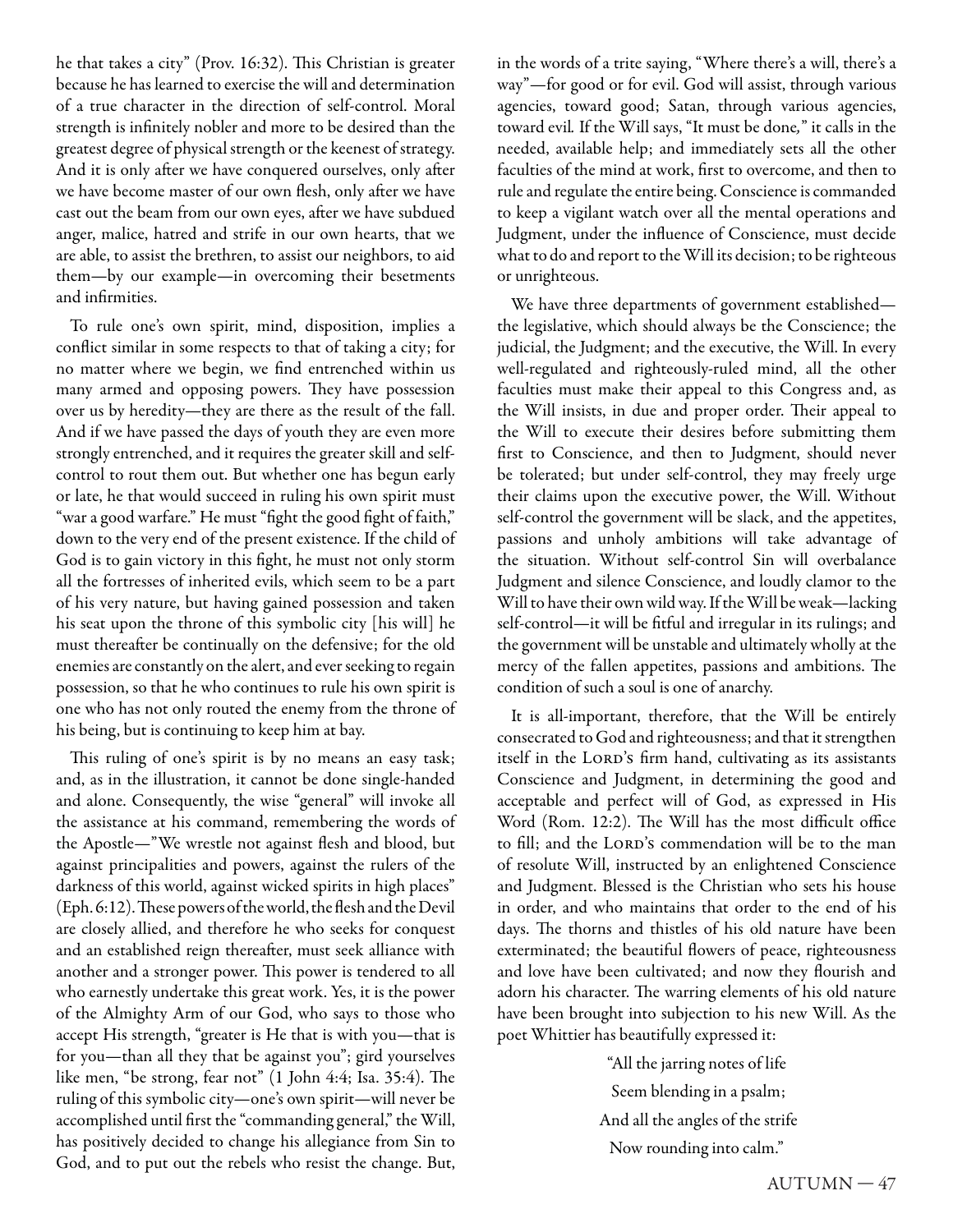he that takes a city" (Prov. 16:32). This Christian is greater because he has learned to exercise the will and determination of a true character in the direction of self-control. Moral strength is infinitely nobler and more to be desired than the greatest degree of physical strength or the keenest of strategy. And it is only after we have conquered ourselves, only after we have become master of our own flesh, only after we have cast out the beam from our own eyes, after we have subdued anger, malice, hatred and strife in our own hearts, that we are able, to assist the brethren, to assist our neighbors, to aid them—by our example—in overcoming their besetments and infirmities.

To rule one's own spirit, mind, disposition, implies a conflict similar in some respects to that of taking a city; for no matter where we begin, we find entrenched within us many armed and opposing powers. They have possession over us by heredity—they are there as the result of the fall. And if we have passed the days of youth they are even more strongly entrenched, and it requires the greater skill and self-control to rout them out. But whether one has begun early or late, he that would succeed in ruling his own spirit must "war a good warfare." He must "fight the good fight of faith," down to the very end of the present existence. If the child of God is to gain victory in this fight, he must not only storm all the fortresses of inherited evils, which seem to be a part of his very nature, but having gained possession and taken his seat upon the throne of this symbolic city [his will] he must thereafter be continually on the defensive; for the old enemies are constantly on the alert, and ever seeking to regain possession, so that he who continues to rule his own spirit is one who has not only routed the enemy from the throne of his being, but is continuing to keep him at bay.

This ruling of one's spirit is by no means an easy task; and, as in the illustration, it cannot be done single-handed and alone. Consequently, the wise "general" will invoke all the assistance at his command, remembering the words of the Apostle—"We wrestle not against flesh and blood, but against principalities and powers, against the rulers of the darkness of this world, against wicked spirits in high places" (Eph. 6:12). These powers of the world, the flesh and the Devil are closely allied, and therefore he who seeks for conquest and an established reign thereafter, must seek alliance with another and a stronger power. This power is tendered to all who earnestly undertake this great work. Yes, it is the power of the Almighty Arm of our God, who says to those who accept His strength, "greater is He that is with you—that is for you—than all they that be against you"; gird yourselves like men, "be strong, fear not" (1 John 4:4; Isa. 35:4). The ruling of this symbolic city—one's own spirit—will never be accomplished until first the "commanding general," the Will, has positively decided to change his allegiance from Sin to God, and to put out the rebels who resist the change. But, in the words of a trite saying, "Where there's a will, there's a way"—for good or for evil. God will assist, through various agencies, toward good; Satan, through various agencies, toward evil*.* If the Will says, "It must be done*,*" it calls in the needed, available help; and immediately sets all the other faculties of the mind at work, first to overcome, and then to rule and regulate the entire being. Conscience is commanded to keep a vigilant watch over all the mental operations and Judgment, under the influence of Conscience, must decide what to do and report to the Will its decision; to be righteous or unrighteous.

We have three departments of government established—the legislative, which should always be the Conscience; the judicial, the Judgment; and the executive, the Will. In every well-regulated and righteously-ruled mind, all the other faculties must make their appeal to this Congress and, as the Will insists, in due and proper order. Their appeal to the Will to execute their desires before submitting them first to Conscience, and then to Judgment, should never be tolerated; but under self-control, they may freely urge their claims upon the executive power, the Will. Without self-control the government will be slack, and the appetites, passions and unholy ambitions will take advantage of the situation. Without self-control Sin will overbalance Judgment and silence Conscience, and loudly clamor to the Will to have their own wild way. If the Will be weak—lacking self-control—it will be fitful and irregular in its rulings; and the government will be unstable and ultimately wholly at the mercy of the fallen appetites, passions and ambitions. The condition of such a soul is one of anarchy.

It is all-important, therefore, that the Will be entirely consecrated to God and righteousness; and that it strengthen itself in the LORD'S firm hand, cultivating as its assistants Conscience and Judgment, in determining the good and acceptable and perfect will of God, as expressed in His Word (Rom. 12:2). The Will has the most difficult office to fill; and the LORD'S commendation will be to the man of resolute Will, instructed by an enlightened Conscience and Judgment. Blessed is the Christian who sets his house in order, and who maintains that order to the end of his days. The thorns and thistles of his old nature have been exterminated; the beautiful flowers of peace, righteousness and love have been cultivated; and now they flourish and adorn his character. The warring elements of his old nature have been brought into subjection to his new Will. As the poet Whittier has beautifully expressed it:

> "All the jarring notes of life
> Seem blending in a psalm;
> And all the angles of the strife
> Now rounding into calm."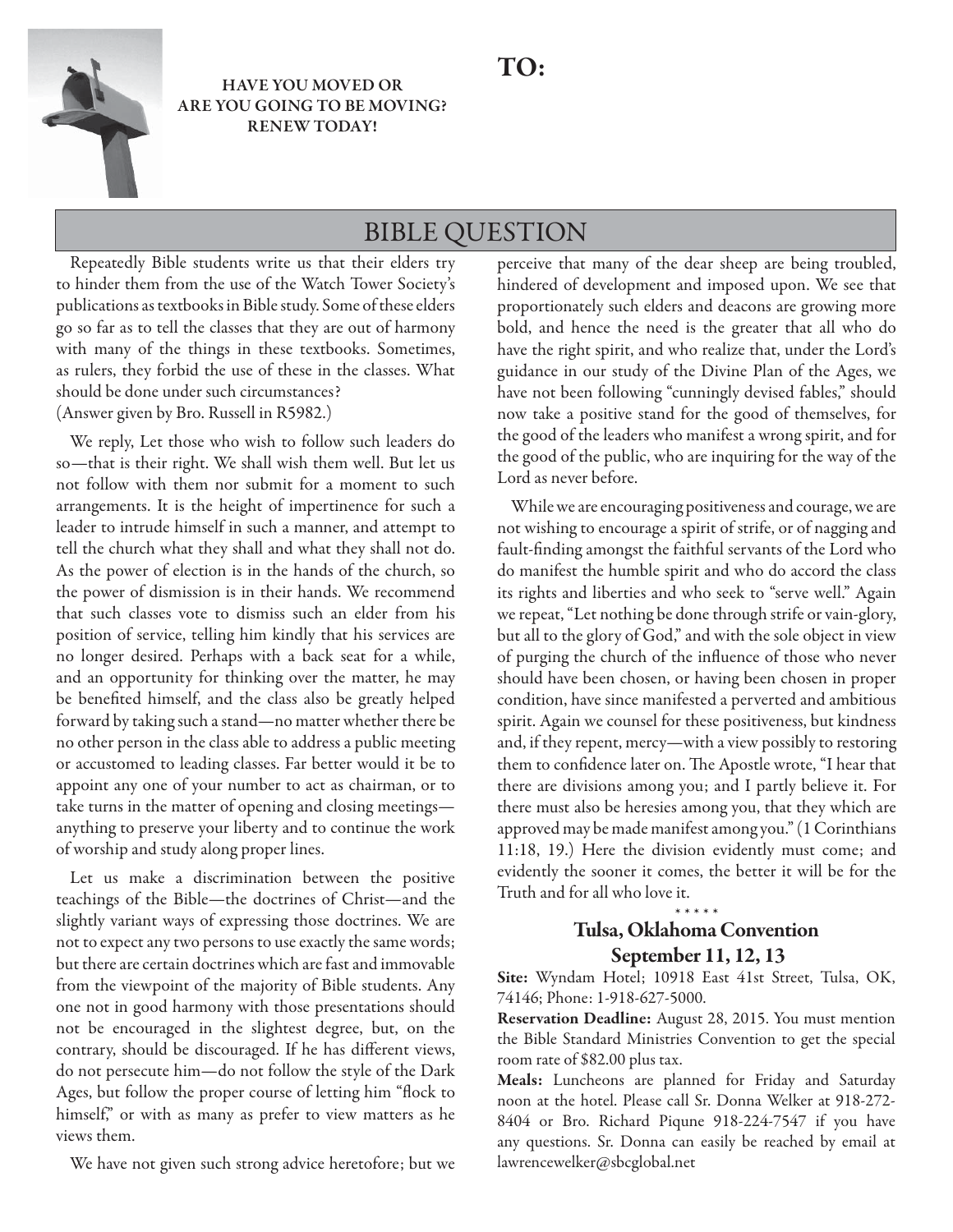**HAVE YOU MOVED OR ARE YOU GOING TO BE MOVING? RENEW TODAY!**

**TO:**

## BIBLE QUESTION

Repeatedly Bible students write us that their elders try to hinder them from the use of the Watch Tower Society's publications as textbooks in Bible study. Some of these elders go so far as to tell the classes that they are out of harmony with many of the things in these textbooks. Sometimes, as rulers, they forbid the use of these in the classes. What should be done under such circumstances?
(Answer given by Bro. Russell in R5982.)

We reply, Let those who wish to follow such leaders do so—that is their right. We shall wish them well. But let us not follow with them nor submit for a moment to such arrangements. It is the height of impertinence for such a leader to intrude himself in such a manner, and attempt to tell the church what they shall and what they shall not do. As the power of election is in the hands of the church, so the power of dismission is in their hands. We recommend that such classes vote to dismiss such an elder from his position of service, telling him kindly that his services are no longer desired. Perhaps with a back seat for a while, and an opportunity for thinking over the matter, he may be benefited himself, and the class also be greatly helped forward by taking such a stand—no matter whether there be no other person in the class able to address a public meeting or accustomed to leading classes. Far better would it be to appoint any one of your number to act as chairman, or to take turns in the matter of opening and closing meetings—anything to preserve your liberty and to continue the work of worship and study along proper lines.

Let us make a discrimination between the positive teachings of the Bible—the doctrines of Christ—and the slightly variant ways of expressing those doctrines. We are not to expect any two persons to use exactly the same words; but there are certain doctrines which are fast and immovable from the viewpoint of the majority of Bible students. Any one not in good harmony with those presentations should not be encouraged in the slightest degree, but, on the contrary, should be discouraged. If he has different views, do not persecute him—do not follow the style of the Dark Ages, but follow the proper course of letting him "flock to himself," or with as many as prefer to view matters as he views them.

We have not given such strong advice heretofore; but we perceive that many of the dear sheep are being troubled, hindered of development and imposed upon. We see that proportionately such elders and deacons are growing more bold, and hence the need is the greater that all who do have the right spirit, and who realize that, under the Lord's guidance in our study of the Divine Plan of the Ages, we have not been following "cunningly devised fables," should now take a positive stand for the good of themselves, for the good of the leaders who manifest a wrong spirit, and for the good of the public, who are inquiring for the way of the Lord as never before.

While we are encouraging positiveness and courage, we are not wishing to encourage a spirit of strife, or of nagging and fault-finding amongst the faithful servants of the Lord who do manifest the humble spirit and who do accord the class its rights and liberties and who seek to "serve well." Again we repeat, "Let nothing be done through strife or vain-glory, but all to the glory of God," and with the sole object in view of purging the church of the influence of those who never should have been chosen, or having been chosen in proper condition, have since manifested a perverted and ambitious spirit. Again we counsel for these positiveness, but kindness and, if they repent, mercy—with a view possibly to restoring them to confidence later on. The Apostle wrote, "I hear that there are divisions among you; and I partly believe it. For there must also be heresies among you, that they which are approved may be made manifest among you." (1 Corinthians 11:18, 19.) Here the division evidently must come; and evidently the sooner it comes, the better it will be for the Truth and for all who love it.

\* \* \* \* \*

### Tulsa, Oklahoma Convention
### September 11, 12, 13

**Site:** Wyndam Hotel; 10918 East 41st Street, Tulsa, OK, 74146; Phone: 1-918-627-5000.

**Reservation Deadline:** August 28, 2015. You must mention the Bible Standard Ministries Convention to get the special room rate of $82.00 plus tax.

**Meals:** Luncheons are planned for Friday and Saturday noon at the hotel. Please call Sr. Donna Welker at 918-272-8404 or Bro. Richard Piqune 918-224-7547 if you have any questions. Sr. Donna can easily be reached by email at lawrencewelker@sbcglobal.net